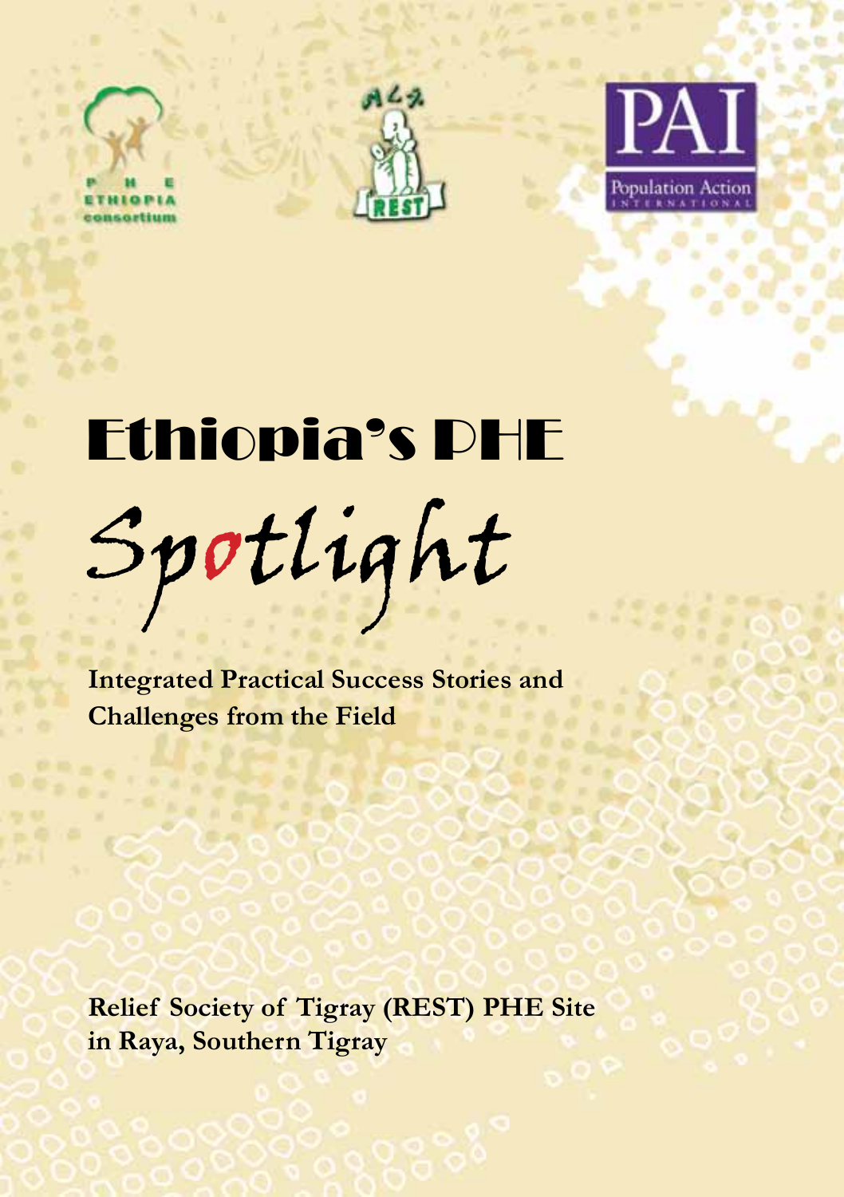P H E ETHIOPIA consortium

REST

PAI Population Action International

# Ethiopia's PHE Spotlight

**Integrated Practical Success Stories and Challenges from the Field**

**Relief Society of Tigray (REST) PHE Site in Raya, Southern Tigray**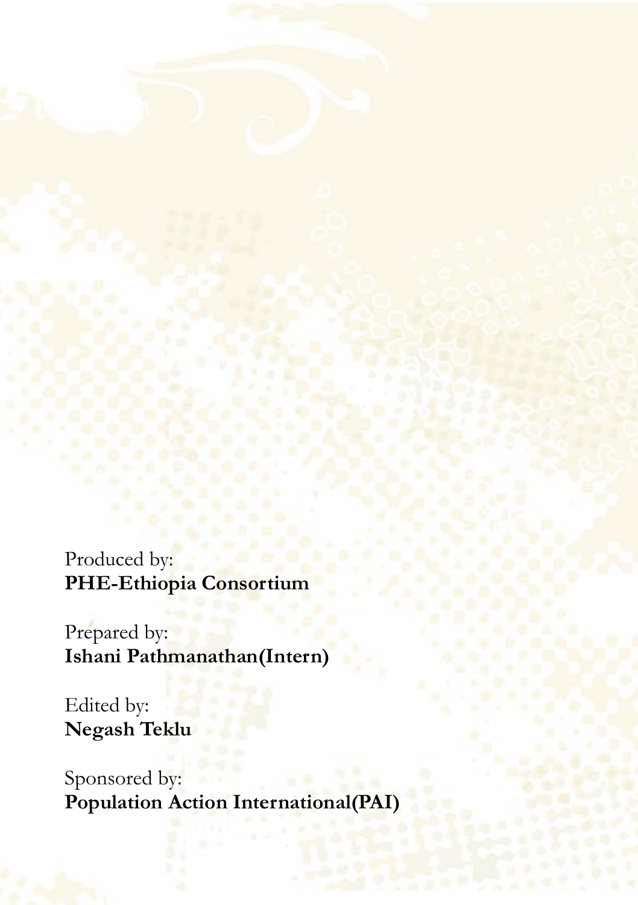Produced by:
**PHE-Ethiopia Consortium**

Prepared by:
**Ishani Pathmanathan(Intern)**

Edited by:
**Negash Teklu**

Sponsored by:
**Population Action International(PAI)**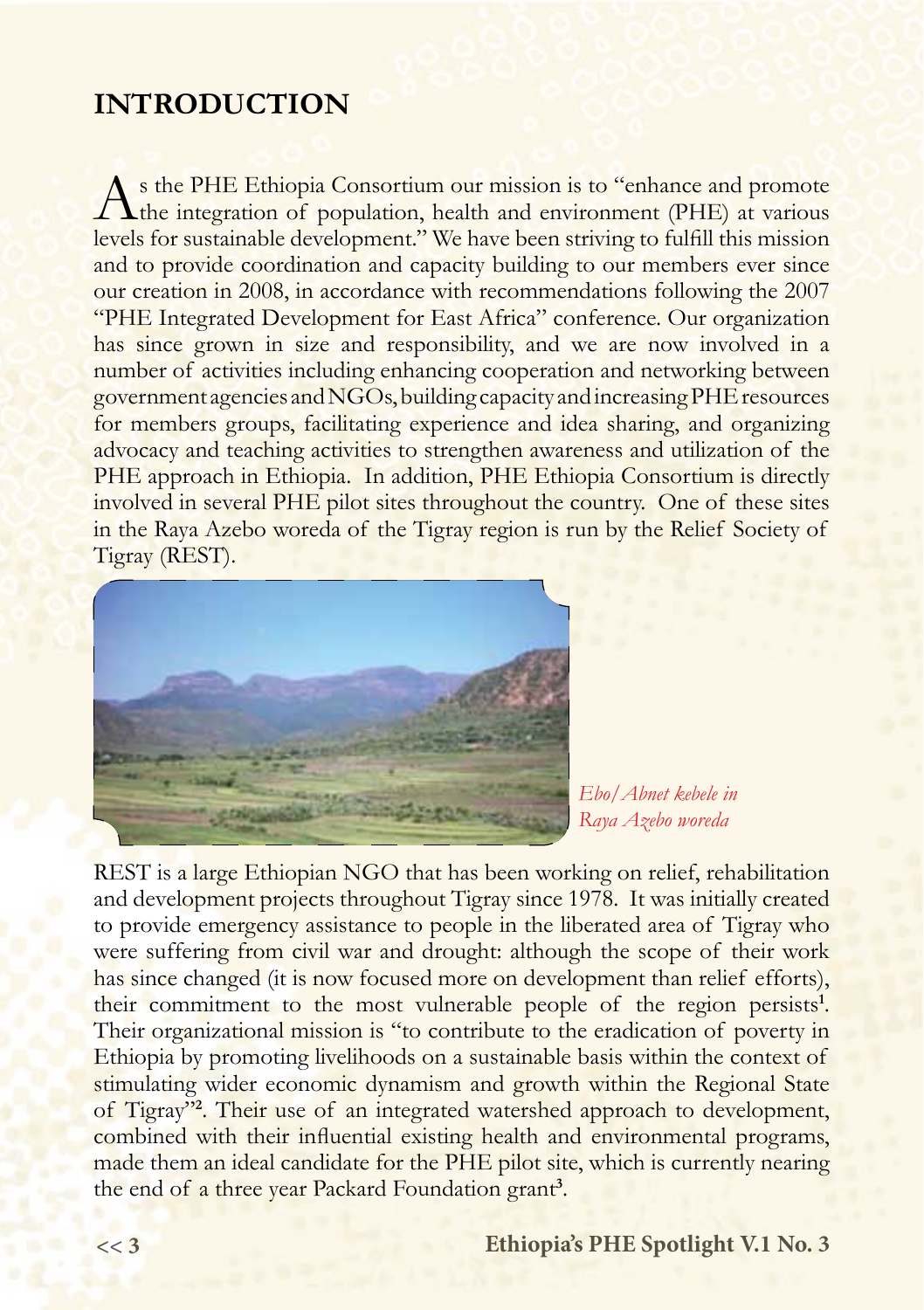## INTRODUCTION

As the PHE Ethiopia Consortium our mission is to "enhance and promote the integration of population, health and environment (PHE) at various levels for sustainable development." We have been striving to fulfill this mission and to provide coordination and capacity building to our members ever since our creation in 2008, in accordance with recommendations following the 2007 "PHE Integrated Development for East Africa" conference. Our organization has since grown in size and responsibility, and we are now involved in a number of activities including enhancing cooperation and networking between government agencies and NGOs, building capacity and increasing PHE resources for members groups, facilitating experience and idea sharing, and organizing advocacy and teaching activities to strengthen awareness and utilization of the PHE approach in Ethiopia. In addition, PHE Ethiopia Consortium is directly involved in several PHE pilot sites throughout the country. One of these sites in the Raya Azebo woreda of the Tigray region is run by the Relief Society of Tigray (REST).

*Ebo/Abnet kebele in Raya Azebo woreda*

REST is a large Ethiopian NGO that has been working on relief, rehabilitation and development projects throughout Tigray since 1978. It was initially created to provide emergency assistance to people in the liberated area of Tigray who were suffering from civil war and drought: although the scope of their work has since changed (it is now focused more on development than relief efforts), their commitment to the most vulnerable people of the region persists[1]. Their organizational mission is "to contribute to the eradication of poverty in Ethiopia by promoting livelihoods on a sustainable basis within the context of stimulating wider economic dynamism and growth within the Regional State of Tigray"[2]. Their use of an integrated watershed approach to development, combined with their influential existing health and environmental programs, made them an ideal candidate for the PHE pilot site, which is currently nearing the end of a three year Packard Foundation grant[3].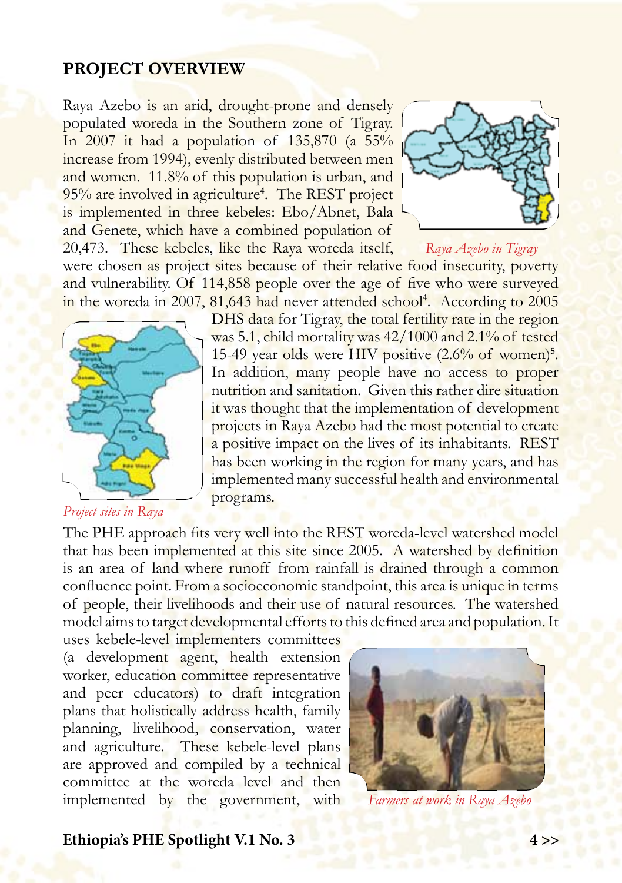## PROJECT OVERVIEW

Raya Azebo is an arid, drought-prone and densely populated woreda in the Southern zone of Tigray. In 2007 it had a population of 135,870 (a 55% increase from 1994), evenly distributed between men and women. 11.8% of this population is urban, and 95% are involved in agriculture[4]. The REST project is implemented in three kebeles: Ebo/Abnet, Bala and Genete, which have a combined population of 20,473. These kebeles, like the Raya woreda itself, were chosen as project sites because of their relative food insecurity, poverty and vulnerability. Of 114,858 people over the age of five who were surveyed in the woreda in 2007, 81,643 had never attended school[4]. According to 2005 DHS data for Tigray, the total fertility rate in the region was 5.1, child mortality was 42/1000 and 2.1% of tested 15-49 year olds were HIV positive (2.6% of women)[5]. In addition, many people have no access to proper nutrition and sanitation. Given this rather dire situation it was thought that the implementation of development projects in Raya Azebo had the most potential to create a positive impact on the lives of its inhabitants. REST has been working in the region for many years, and has implemented many successful health and environmental programs.

*Raya Azebo in Tigray*

*Project sites in Raya*

The PHE approach fits very well into the REST woreda-level watershed model that has been implemented at this site since 2005. A watershed by definition is an area of land where runoff from rainfall is drained through a common confluence point. From a socioeconomic standpoint, this area is unique in terms of people, their livelihoods and their use of natural resources. The watershed model aims to target developmental efforts to this defined area and population. It uses kebele-level implementers committees (a development agent, health extension worker, education committee representative and peer educators) to draft integration plans that holistically address health, family planning, livelihood, conservation, water and agriculture. These kebele-level plans are approved and compiled by a technical committee at the woreda level and then implemented by the government, with

*Farmers at work in Raya Azebo*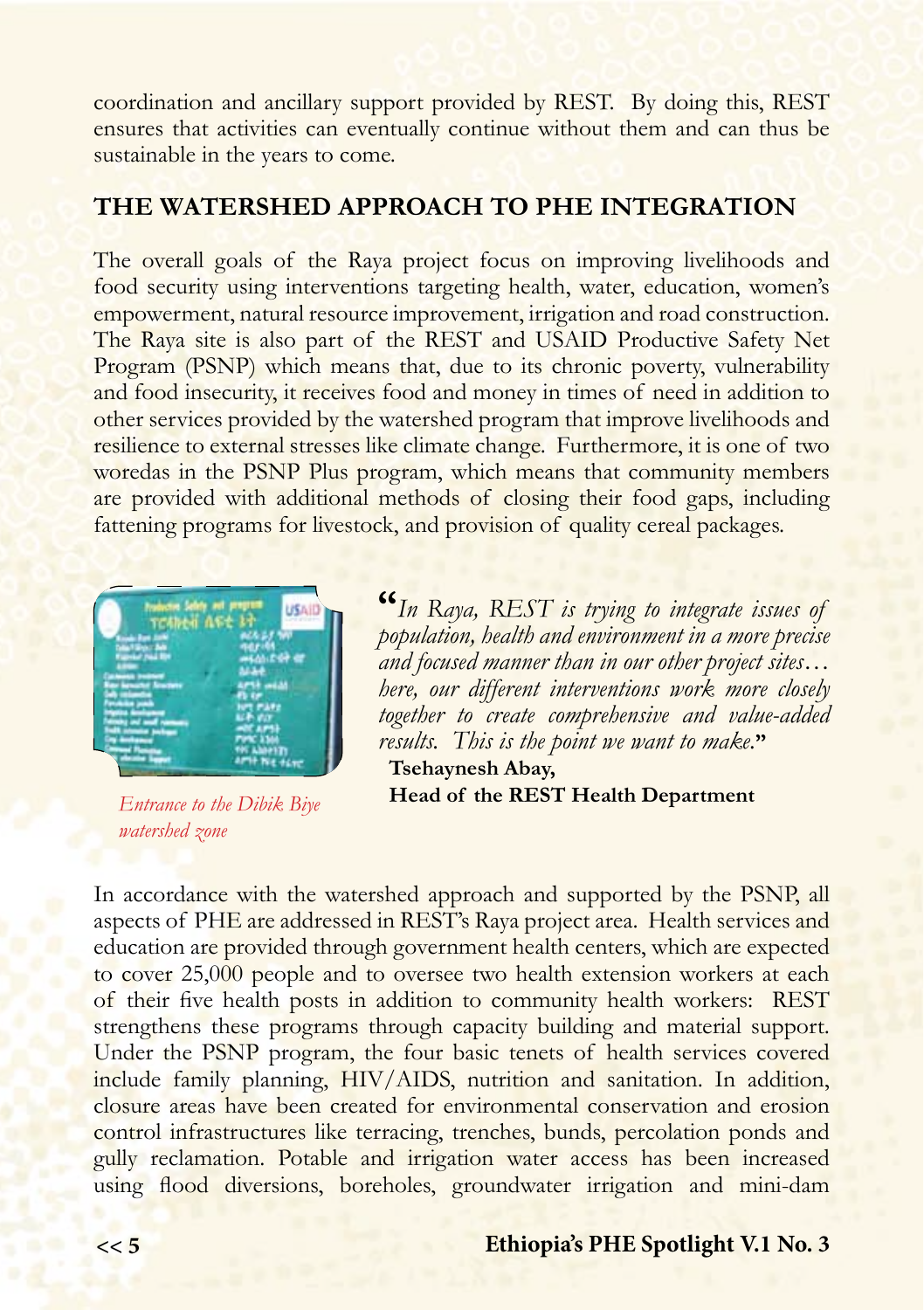coordination and ancillary support provided by REST. By doing this, REST ensures that activities can eventually continue without them and can thus be sustainable in the years to come.

## THE WATERSHED APPROACH TO PHE INTEGRATION

The overall goals of the Raya project focus on improving livelihoods and food security using interventions targeting health, water, education, women's empowerment, natural resource improvement, irrigation and road construction. The Raya site is also part of the REST and USAID Productive Safety Net Program (PSNP) which means that, due to its chronic poverty, vulnerability and food insecurity, it receives food and money in times of need in addition to other services provided by the watershed program that improve livelihoods and resilience to external stresses like climate change. Furthermore, it is one of two woredas in the PSNP Plus program, which means that community members are provided with additional methods of closing their food gaps, including fattening programs for livestock, and provision of quality cereal packages.

*Entrance to the Dibik Biye watershed zone*

> "*In Raya, REST is trying to integrate issues of population, health and environment in a more precise and focused manner than in our other project sites… here, our different interventions work more closely together to create comprehensive and value-added results. This is the point we want to make.*"
>
> **Tsehaynesh Abay,**
> **Head of the REST Health Department**

In accordance with the watershed approach and supported by the PSNP, all aspects of PHE are addressed in REST's Raya project area. Health services and education are provided through government health centers, which are expected to cover 25,000 people and to oversee two health extension workers at each of their five health posts in addition to community health workers: REST strengthens these programs through capacity building and material support. Under the PSNP program, the four basic tenets of health services covered include family planning, HIV/AIDS, nutrition and sanitation. In addition, closure areas have been created for environmental conservation and erosion control infrastructures like terracing, trenches, bunds, percolation ponds and gully reclamation. Potable and irrigation water access has been increased using flood diversions, boreholes, groundwater irrigation and mini-dam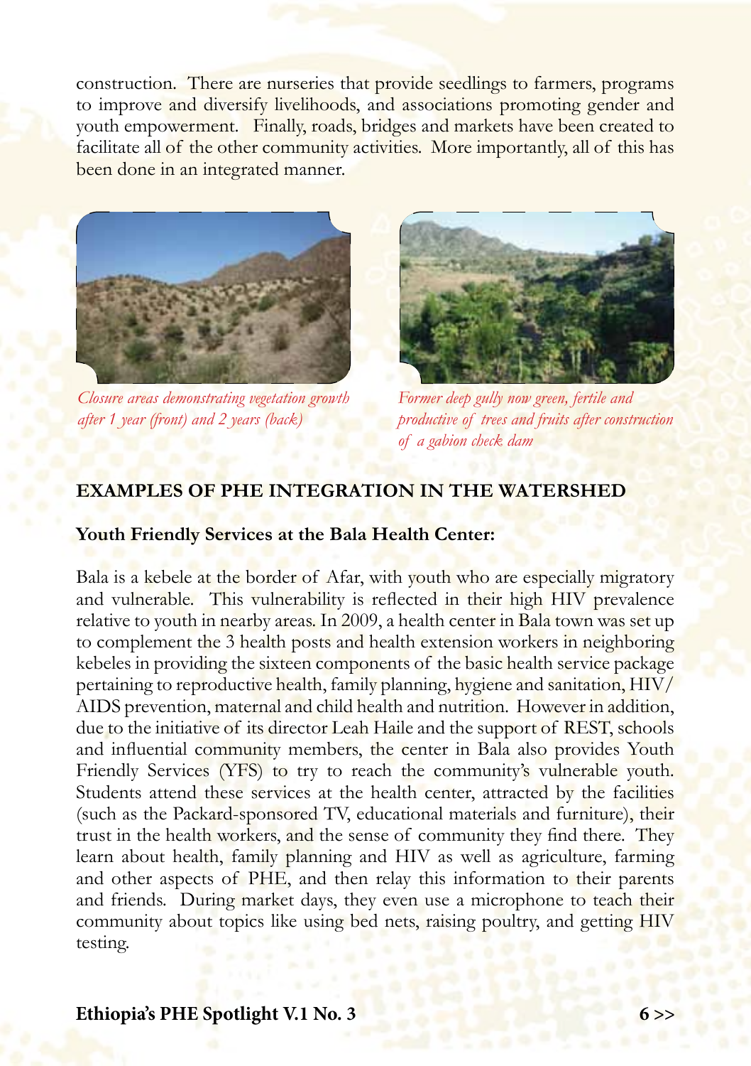construction. There are nurseries that provide seedlings to farmers, programs to improve and diversify livelihoods, and associations promoting gender and youth empowerment. Finally, roads, bridges and markets have been created to facilitate all of the other community activities. More importantly, all of this has been done in an integrated manner.

*Closure areas demonstrating vegetation growth after 1 year (front) and 2 years (back)*

*Former deep gully now green, fertile and productive of trees and fruits after construction of a gabion check dam*

## EXAMPLES OF PHE INTEGRATION IN THE WATERSHED

### Youth Friendly Services at the Bala Health Center:

Bala is a kebele at the border of Afar, with youth who are especially migratory and vulnerable. This vulnerability is reflected in their high HIV prevalence relative to youth in nearby areas. In 2009, a health center in Bala town was set up to complement the 3 health posts and health extension workers in neighboring kebeles in providing the sixteen components of the basic health service package pertaining to reproductive health, family planning, hygiene and sanitation, HIV/AIDS prevention, maternal and child health and nutrition. However in addition, due to the initiative of its director Leah Haile and the support of REST, schools and influential community members, the center in Bala also provides Youth Friendly Services (YFS) to try to reach the community's vulnerable youth. Students attend these services at the health center, attracted by the facilities (such as the Packard-sponsored TV, educational materials and furniture), their trust in the health workers, and the sense of community they find there. They learn about health, family planning and HIV as well as agriculture, farming and other aspects of PHE, and then relay this information to their parents and friends. During market days, they even use a microphone to teach their community about topics like using bed nets, raising poultry, and getting HIV testing.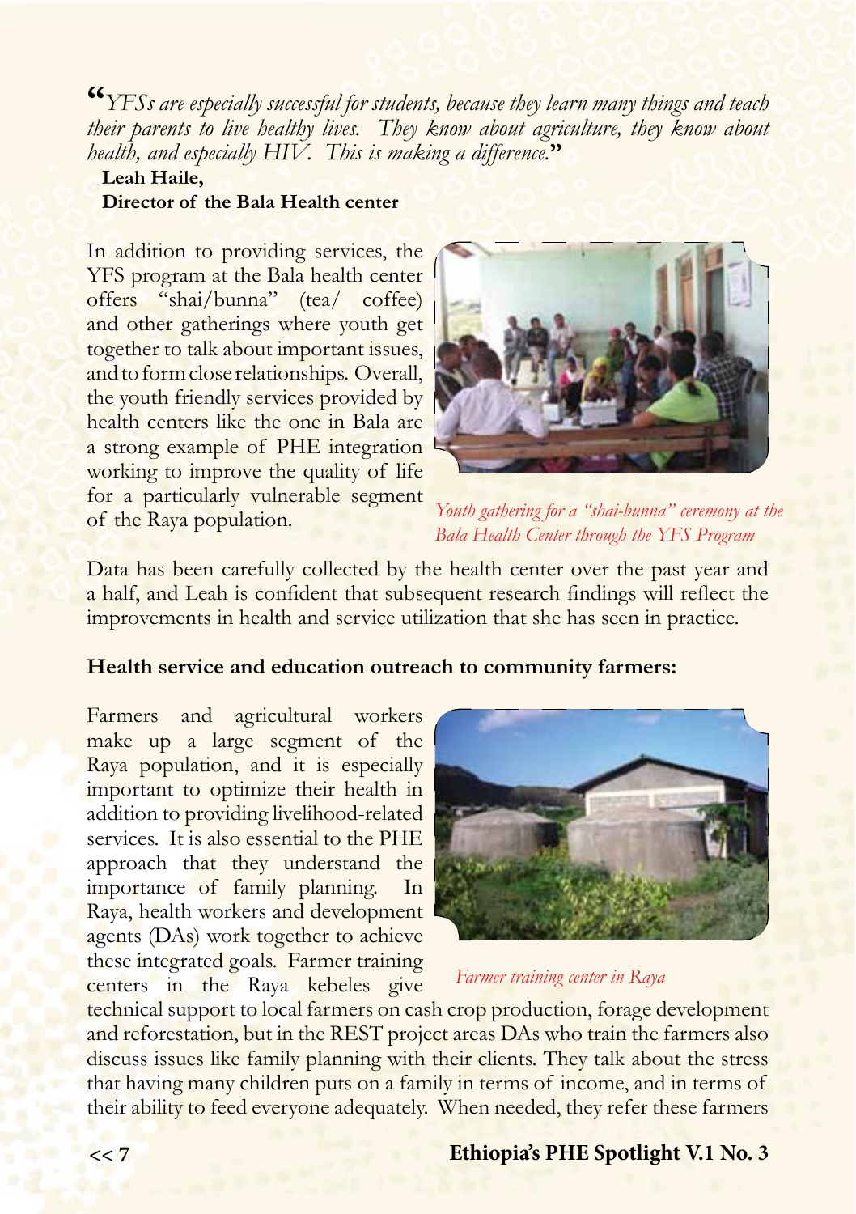"*YFSs are especially successful for students, because they learn many things and teach their parents to live healthy lives. They know about agriculture, they know about health, and especially HIV. This is making a difference.*"

**Leah Haile,**
**Director of the Bala Health center**

In addition to providing services, the YFS program at the Bala health center offers "shai/bunna" (tea/ coffee) and other gatherings where youth get together to talk about important issues, and to form close relationships. Overall, the youth friendly services provided by health centers like the one in Bala are a strong example of PHE integration working to improve the quality of life for a particularly vulnerable segment of the Raya population.

*Youth gathering for a "shai-bunna" ceremony at the Bala Health Center through the YFS Program*

Data has been carefully collected by the health center over the past year and a half, and Leah is confident that subsequent research findings will reflect the improvements in health and service utilization that she has seen in practice.

**Health service and education outreach to community farmers:**

Farmers and agricultural workers make up a large segment of the Raya population, and it is especially important to optimize their health in addition to providing livelihood-related services. It is also essential to the PHE approach that they understand the importance of family planning. In Raya, health workers and development agents (DAs) work together to achieve these integrated goals. Farmer training centers in the Raya kebeles give technical support to local farmers on cash crop production, forage development and reforestation, but in the REST project areas DAs who train the farmers also discuss issues like family planning with their clients. They talk about the stress that having many children puts on a family in terms of income, and in terms of their ability to feed everyone adequately. When needed, they refer these farmers

*Farmer training center in Raya*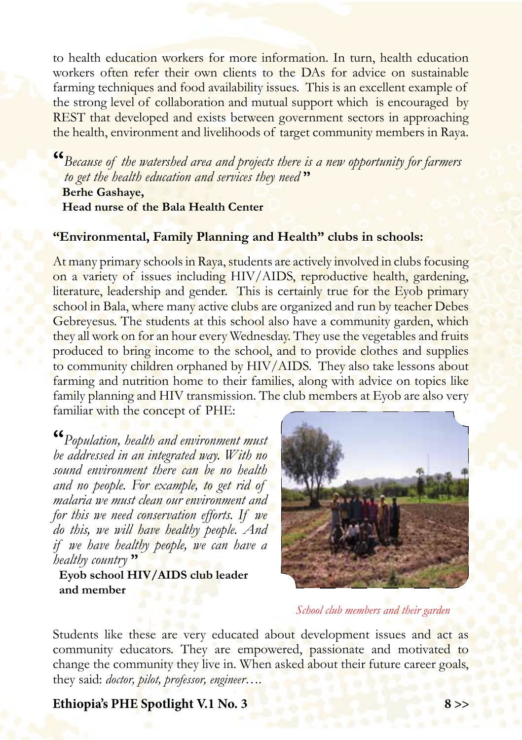to health education workers for more information. In turn, health education workers often refer their own clients to the DAs for advice on sustainable farming techniques and food availability issues. This is an excellent example of the strong level of collaboration and mutual support which is encouraged by REST that developed and exists between government sectors in approaching the health, environment and livelihoods of target community members in Raya.

"*Because of the watershed area and projects there is a new opportunity for farmers to get the health education and services they need*"
**Berhe Gashaye,**
**Head nurse of the Bala Health Center**

**"Environmental, Family Planning and Health" clubs in schools:**

At many primary schools in Raya, students are actively involved in clubs focusing on a variety of issues including HIV/AIDS, reproductive health, gardening, literature, leadership and gender. This is certainly true for the Eyob primary school in Bala, where many active clubs are organized and run by teacher Debes Gebreyesus. The students at this school also have a community garden, which they all work on for an hour every Wednesday. They use the vegetables and fruits produced to bring income to the school, and to provide clothes and supplies to community children orphaned by HIV/AIDS. They also take lessons about farming and nutrition home to their families, along with advice on topics like family planning and HIV transmission. The club members at Eyob are also very familiar with the concept of PHE:

"*Population, health and environment must be addressed in an integrated way. With no sound environment there can be no health and no people. For example, to get rid of malaria we must clean our environment and for this we need conservation efforts. If we do this, we will have healthy people. And if we have healthy people, we can have a healthy country*"
**Eyob school HIV/AIDS club leader and member**

*School club members and their garden*

Students like these are very educated about development issues and act as community educators. They are empowered, passionate and motivated to change the community they live in. When asked about their future career goals, they said: *doctor, pilot, professor, engineer*….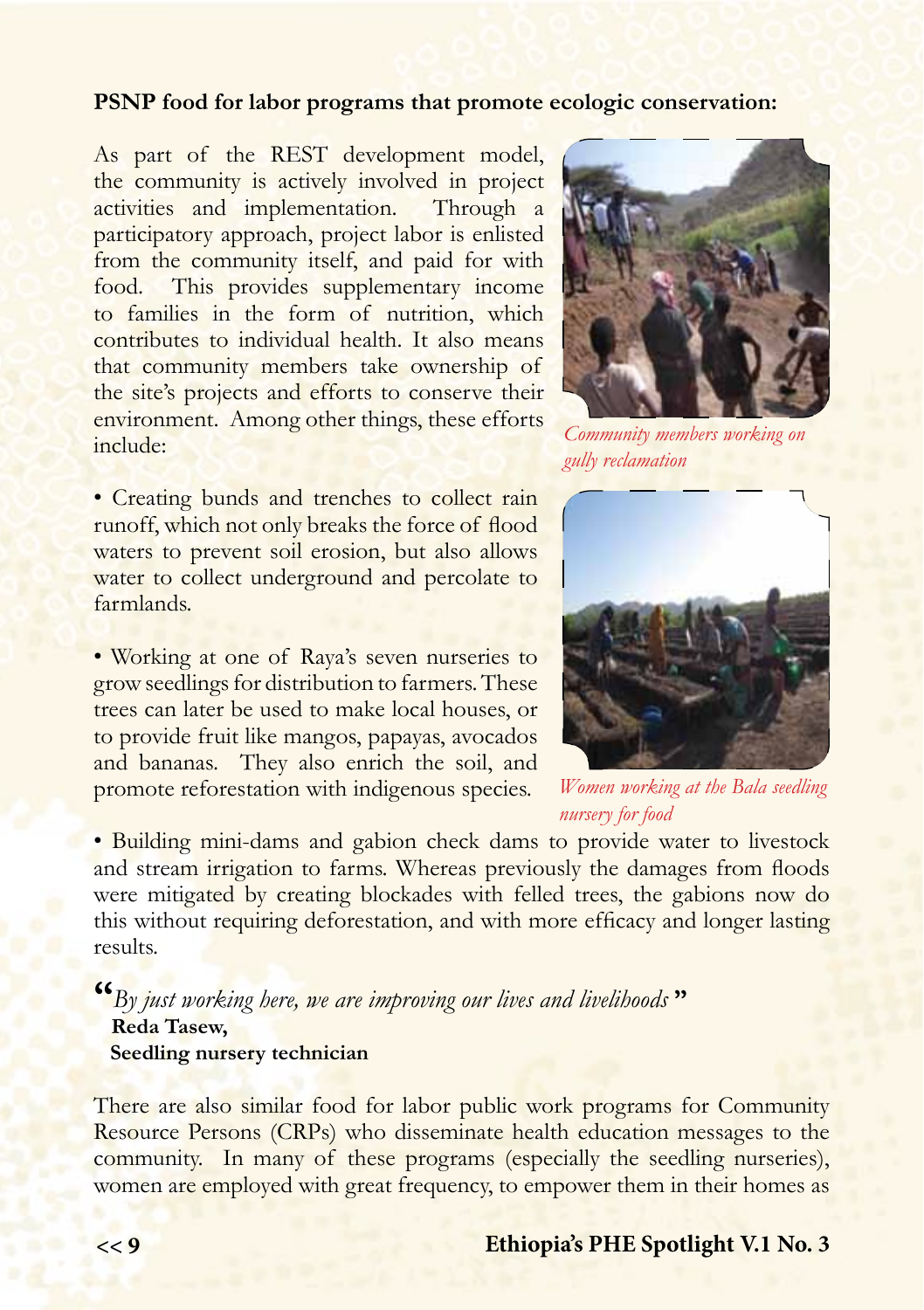**PSNP food for labor programs that promote ecologic conservation:**

As part of the REST development model, the community is actively involved in project activities and implementation. Through a participatory approach, project labor is enlisted from the community itself, and paid for with food. This provides supplementary income to families in the form of nutrition, which contributes to individual health. It also means that community members take ownership of the site's projects and efforts to conserve their environment. Among other things, these efforts include:

*Community members working on gully reclamation*

- Creating bunds and trenches to collect rain runoff, which not only breaks the force of flood waters to prevent soil erosion, but also allows water to collect underground and percolate to farmlands.

- Working at one of Raya's seven nurseries to grow seedlings for distribution to farmers. These trees can later be used to make local houses, or to provide fruit like mangos, papayas, avocados and bananas. They also enrich the soil, and promote reforestation with indigenous species.

*Women working at the Bala seedling nursery for food*

- Building mini-dams and gabion check dams to provide water to livestock and stream irrigation to farms. Whereas previously the damages from floods were mitigated by creating blockades with felled trees, the gabions now do this without requiring deforestation, and with more efficacy and longer lasting results.

"*By just working here, we are improving our lives and livelihoods*"
**Reda Tasew,**
**Seedling nursery technician**

There are also similar food for labor public work programs for Community Resource Persons (CRPs) who disseminate health education messages to the community. In many of these programs (especially the seedling nurseries), women are employed with great frequency, to empower them in their homes as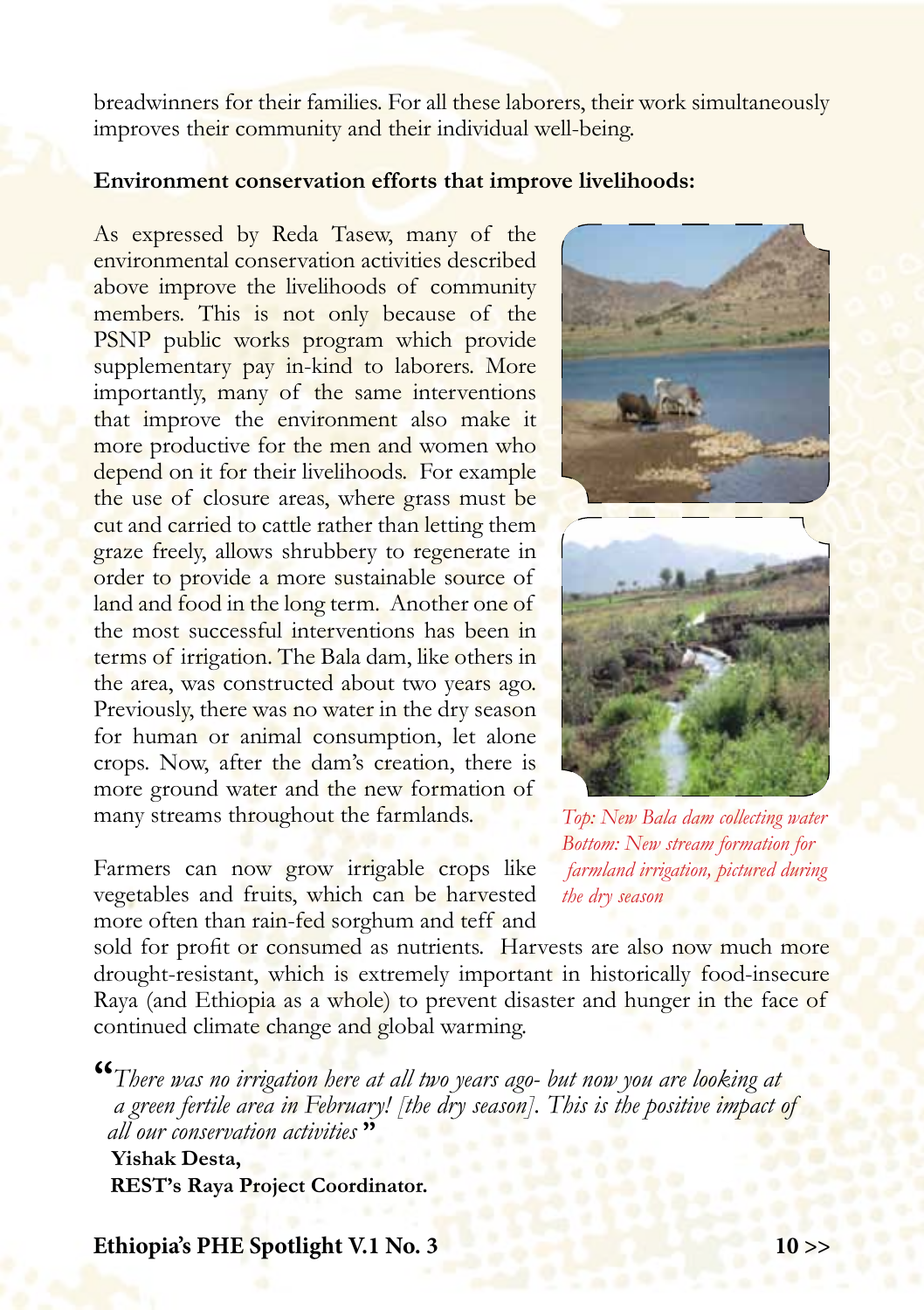breadwinners for their families. For all these laborers, their work simultaneously improves their community and their individual well-being.

**Environment conservation efforts that improve livelihoods:**

As expressed by Reda Tasew, many of the environmental conservation activities described above improve the livelihoods of community members. This is not only because of the PSNP public works program which provide supplementary pay in-kind to laborers. More importantly, many of the same interventions that improve the environment also make it more productive for the men and women who depend on it for their livelihoods. For example the use of closure areas, where grass must be cut and carried to cattle rather than letting them graze freely, allows shrubbery to regenerate in order to provide a more sustainable source of land and food in the long term. Another one of the most successful interventions has been in terms of irrigation. The Bala dam, like others in the area, was constructed about two years ago. Previously, there was no water in the dry season for human or animal consumption, let alone crops. Now, after the dam's creation, there is more ground water and the new formation of many streams throughout the farmlands.

*Top: New Bala dam collecting water*
*Bottom: New stream formation for farmland irrigation, pictured during the dry season*

Farmers can now grow irrigable crops like vegetables and fruits, which can be harvested more often than rain-fed sorghum and teff and sold for profit or consumed as nutrients. Harvests are also now much more drought-resistant, which is extremely important in historically food-insecure Raya (and Ethiopia as a whole) to prevent disaster and hunger in the face of continued climate change and global warming.

"*There was no irrigation here at all two years ago- but now you are looking at a green fertile area in February! [the dry season]. This is the positive impact of all our conservation activities*"
**Yishak Desta,**
**REST's Raya Project Coordinator.**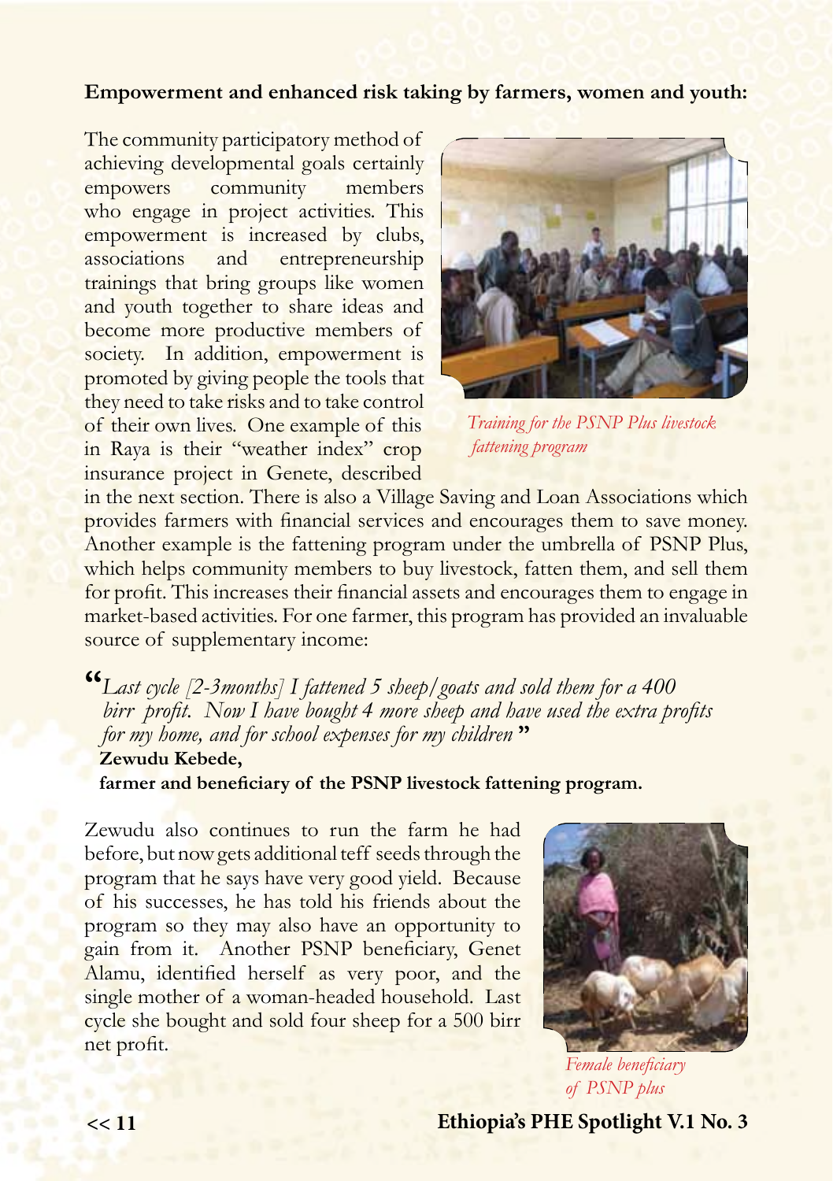**Empowerment and enhanced risk taking by farmers, women and youth:**

The community participatory method of achieving developmental goals certainly empowers community members who engage in project activities. This empowerment is increased by clubs, associations and entrepreneurship trainings that bring groups like women and youth together to share ideas and become more productive members of society. In addition, empowerment is promoted by giving people the tools that they need to take risks and to take control of their own lives. One example of this in Raya is their "weather index" crop insurance project in Genete, described in the next section. There is also a Village Saving and Loan Associations which provides farmers with financial services and encourages them to save money. Another example is the fattening program under the umbrella of PSNP Plus, which helps community members to buy livestock, fatten them, and sell them for profit. This increases their financial assets and encourages them to engage in market-based activities. For one farmer, this program has provided an invaluable source of supplementary income:

*Training for the PSNP Plus livestock fattening program*

"*Last cycle [2-3months] I fattened 5 sheep/goats and sold them for a 400 birr profit. Now I have bought 4 more sheep and have used the extra profits for my home, and for school expenses for my children*"

**Zewudu Kebede,**
**farmer and beneficiary of the PSNP livestock fattening program.**

Zewudu also continues to run the farm he had before, but now gets additional teff seeds through the program that he says have very good yield. Because of his successes, he has told his friends about the program so they may also have an opportunity to gain from it. Another PSNP beneficiary, Genet Alamu, identified herself as very poor, and the single mother of a woman-headed household. Last cycle she bought and sold four sheep for a 500 birr net profit.

*Female beneficiary of PSNP plus*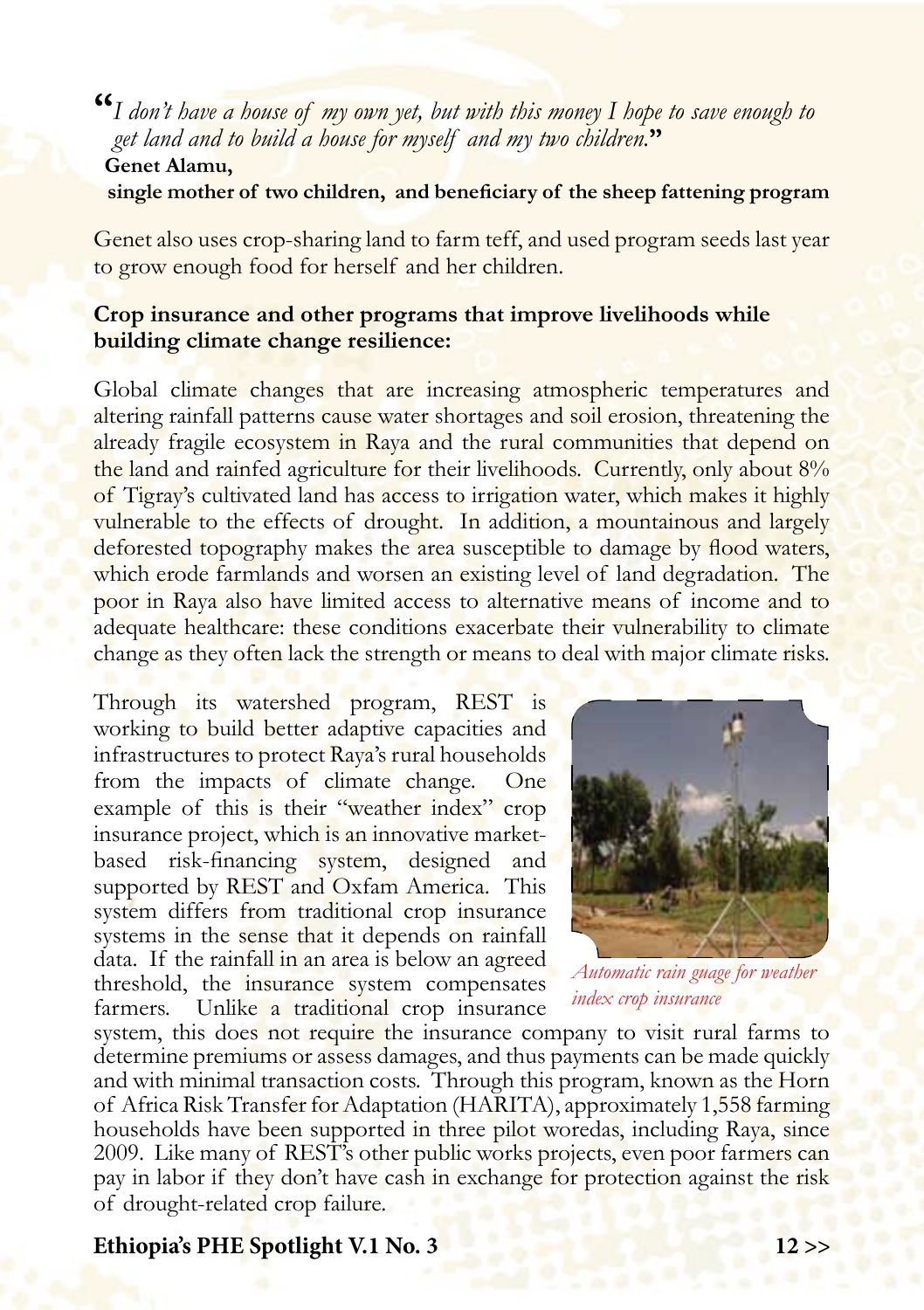"*I don't have a house of my own yet, but with this money I hope to save enough to get land and to build a house for myself and my two children.*"

**Genet Alamu,**
**single mother of two children, and beneficiary of the sheep fattening program**

Genet also uses crop-sharing land to farm teff, and used program seeds last year to grow enough food for herself and her children.

**Crop insurance and other programs that improve livelihoods while building climate change resilience:**

Global climate changes that are increasing atmospheric temperatures and altering rainfall patterns cause water shortages and soil erosion, threatening the already fragile ecosystem in Raya and the rural communities that depend on the land and rainfed agriculture for their livelihoods. Currently, only about 8% of Tigray's cultivated land has access to irrigation water, which makes it highly vulnerable to the effects of drought. In addition, a mountainous and largely deforested topography makes the area susceptible to damage by flood waters, which erode farmlands and worsen an existing level of land degradation. The poor in Raya also have limited access to alternative means of income and to adequate healthcare: these conditions exacerbate their vulnerability to climate change as they often lack the strength or means to deal with major climate risks.

Through its watershed program, REST is working to build better adaptive capacities and infrastructures to protect Raya's rural households from the impacts of climate change. One example of this is their "weather index" crop insurance project, which is an innovative market-based risk-financing system, designed and supported by REST and Oxfam America. This system differs from traditional crop insurance systems in the sense that it depends on rainfall data. If the rainfall in an area is below an agreed threshold, the insurance system compensates farmers. Unlike a traditional crop insurance system, this does not require the insurance company to visit rural farms to determine premiums or assess damages, and thus payments can be made quickly and with minimal transaction costs. Through this program, known as the Horn of Africa Risk Transfer for Adaptation (HARITA), approximately 1,558 farming households have been supported in three pilot woredas, including Raya, since 2009. Like many of REST's other public works projects, even poor farmers can pay in labor if they don't have cash in exchange for protection against the risk of drought-related crop failure.

*Automatic rain guage for weather index crop insurance*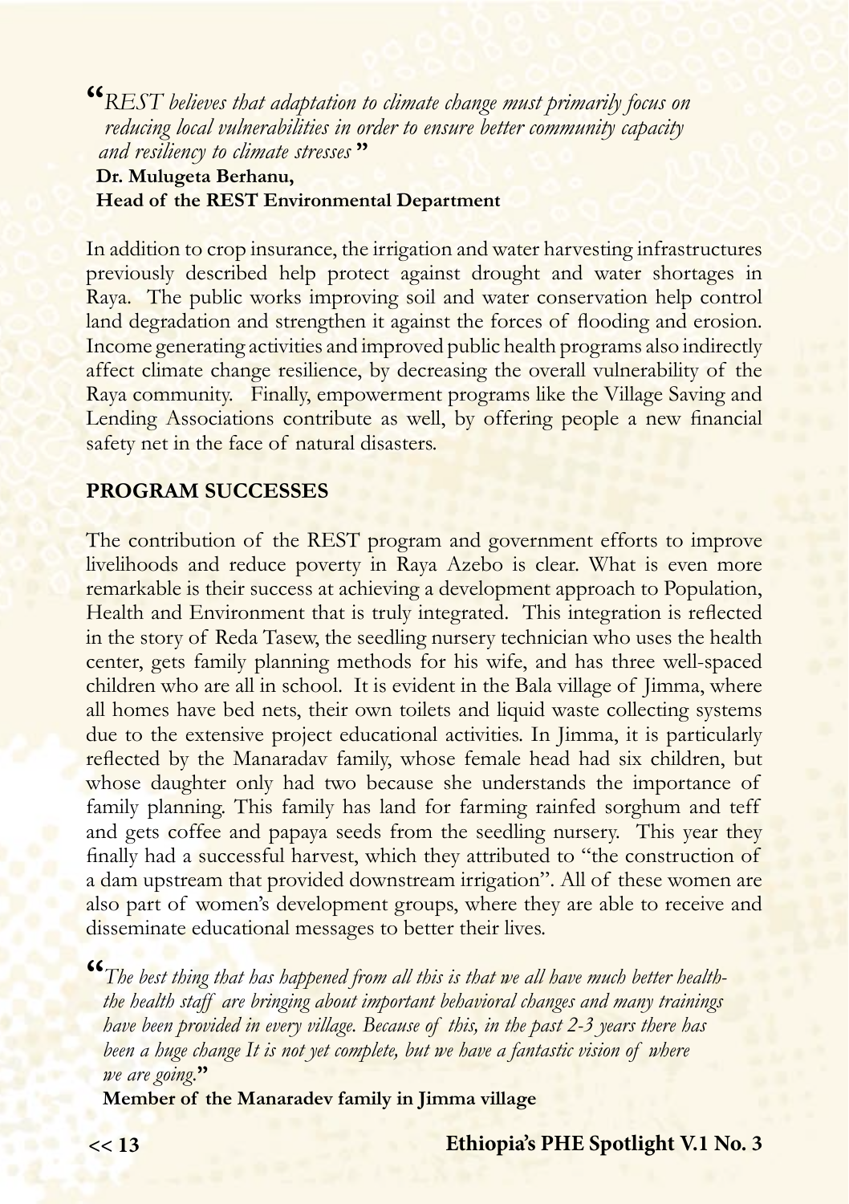> "*REST believes that adaptation to climate change must primarily focus on reducing local vulnerabilities in order to ensure better community capacity and resiliency to climate stresses*"
>
> **Dr. Mulugeta Berhanu,**
> **Head of the REST Environmental Department**

In addition to crop insurance, the irrigation and water harvesting infrastructures previously described help protect against drought and water shortages in Raya. The public works improving soil and water conservation help control land degradation and strengthen it against the forces of flooding and erosion. Income generating activities and improved public health programs also indirectly affect climate change resilience, by decreasing the overall vulnerability of the Raya community. Finally, empowerment programs like the Village Saving and Lending Associations contribute as well, by offering people a new financial safety net in the face of natural disasters.

## PROGRAM SUCCESSES

The contribution of the REST program and government efforts to improve livelihoods and reduce poverty in Raya Azebo is clear. What is even more remarkable is their success at achieving a development approach to Population, Health and Environment that is truly integrated. This integration is reflected in the story of Reda Tasew, the seedling nursery technician who uses the health center, gets family planning methods for his wife, and has three well-spaced children who are all in school. It is evident in the Bala village of Jimma, where all homes have bed nets, their own toilets and liquid waste collecting systems due to the extensive project educational activities. In Jimma, it is particularly reflected by the Manaradav family, whose female head had six children, but whose daughter only had two because she understands the importance of family planning. This family has land for farming rainfed sorghum and teff and gets coffee and papaya seeds from the seedling nursery. This year they finally had a successful harvest, which they attributed to "the construction of a dam upstream that provided downstream irrigation". All of these women are also part of women's development groups, where they are able to receive and disseminate educational messages to better their lives.

> "*The best thing that has happened from all this is that we all have much better health-the health staff are bringing about important behavioral changes and many trainings have been provided in every village. Because of this, in the past 2-3 years there has been a huge change It is not yet complete, but we have a fantastic vision of where we are going.*"
>
> **Member of the Manaradev family in Jimma village**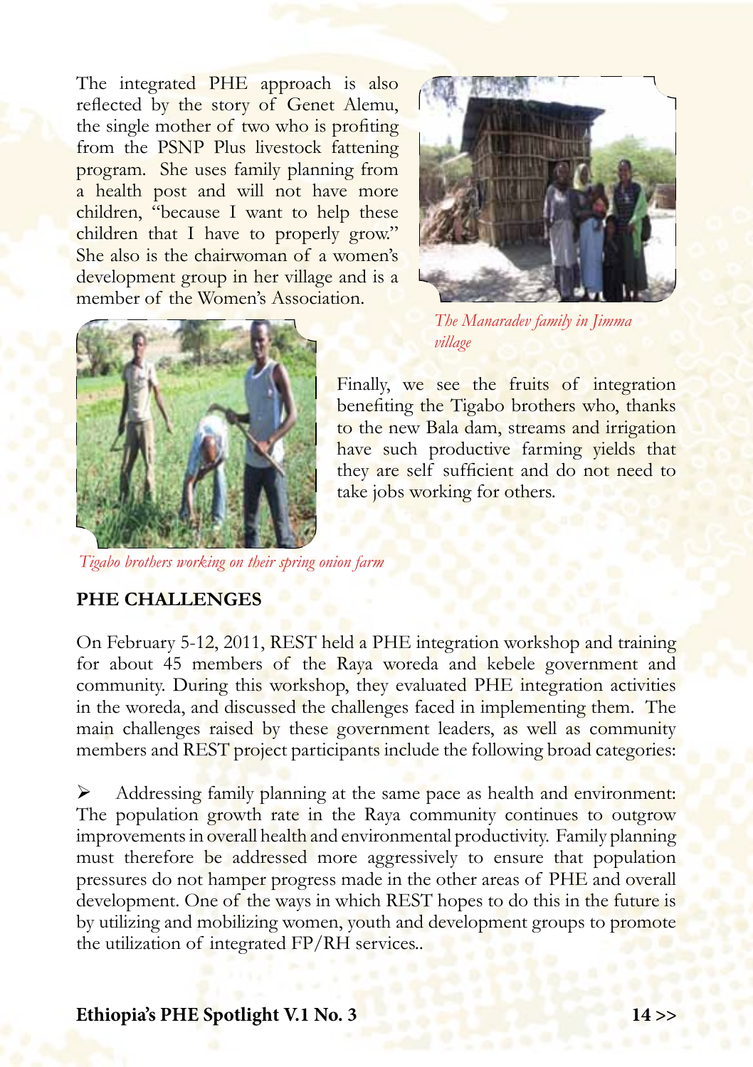The integrated PHE approach is also reflected by the story of Genet Alemu, the single mother of two who is profiting from the PSNP Plus livestock fattening program. She uses family planning from a health post and will not have more children, "because I want to help these children that I have to properly grow." She also is the chairwoman of a women's development group in her village and is a member of the Women's Association.

*The Manaradev family in Jimma village*

Finally, we see the fruits of integration benefiting the Tigabo brothers who, thanks to the new Bala dam, streams and irrigation have such productive farming yields that they are self sufficient and do not need to take jobs working for others.

*Tigabo brothers working on their spring onion farm*

## PHE CHALLENGES

On February 5-12, 2011, REST held a PHE integration workshop and training for about 45 members of the Raya woreda and kebele government and community. During this workshop, they evaluated PHE integration activities in the woreda, and discussed the challenges faced in implementing them. The main challenges raised by these government leaders, as well as community members and REST project participants include the following broad categories:

➢ Addressing family planning at the same pace as health and environment: The population growth rate in the Raya community continues to outgrow improvements in overall health and environmental productivity. Family planning must therefore be addressed more aggressively to ensure that population pressures do not hamper progress made in the other areas of PHE and overall development. One of the ways in which REST hopes to do this in the future is by utilizing and mobilizing women, youth and development groups to promote the utilization of integrated FP/RH services..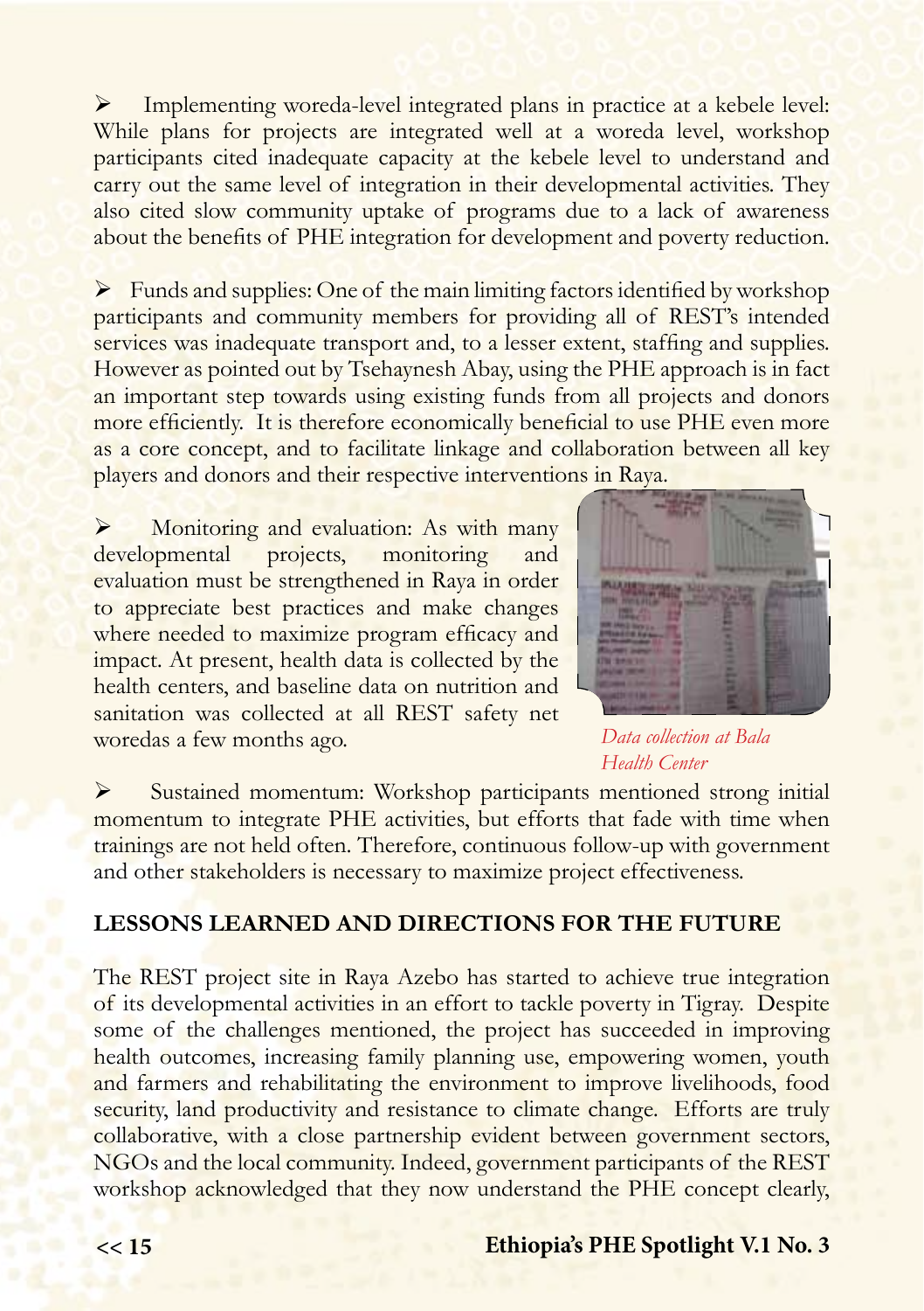- Implementing woreda-level integrated plans in practice at a kebele level: While plans for projects are integrated well at a woreda level, workshop participants cited inadequate capacity at the kebele level to understand and carry out the same level of integration in their developmental activities. They also cited slow community uptake of programs due to a lack of awareness about the benefits of PHE integration for development and poverty reduction.

- Funds and supplies: One of the main limiting factors identified by workshop participants and community members for providing all of REST's intended services was inadequate transport and, to a lesser extent, staffing and supplies. However as pointed out by Tsehaynesh Abay, using the PHE approach is in fact an important step towards using existing funds from all projects and donors more efficiently. It is therefore economically beneficial to use PHE even more as a core concept, and to facilitate linkage and collaboration between all key players and donors and their respective interventions in Raya.

- Monitoring and evaluation: As with many developmental projects, monitoring and evaluation must be strengthened in Raya in order to appreciate best practices and make changes where needed to maximize program efficacy and impact. At present, health data is collected by the health centers, and baseline data on nutrition and sanitation was collected at all REST safety net woredas a few months ago.

*Data collection at Bala Health Center*

- Sustained momentum: Workshop participants mentioned strong initial momentum to integrate PHE activities, but efforts that fade with time when trainings are not held often. Therefore, continuous follow-up with government and other stakeholders is necessary to maximize project effectiveness.

## LESSONS LEARNED AND DIRECTIONS FOR THE FUTURE

The REST project site in Raya Azebo has started to achieve true integration of its developmental activities in an effort to tackle poverty in Tigray. Despite some of the challenges mentioned, the project has succeeded in improving health outcomes, increasing family planning use, empowering women, youth and farmers and rehabilitating the environment to improve livelihoods, food security, land productivity and resistance to climate change. Efforts are truly collaborative, with a close partnership evident between government sectors, NGOs and the local community. Indeed, government participants of the REST workshop acknowledged that they now understand the PHE concept clearly,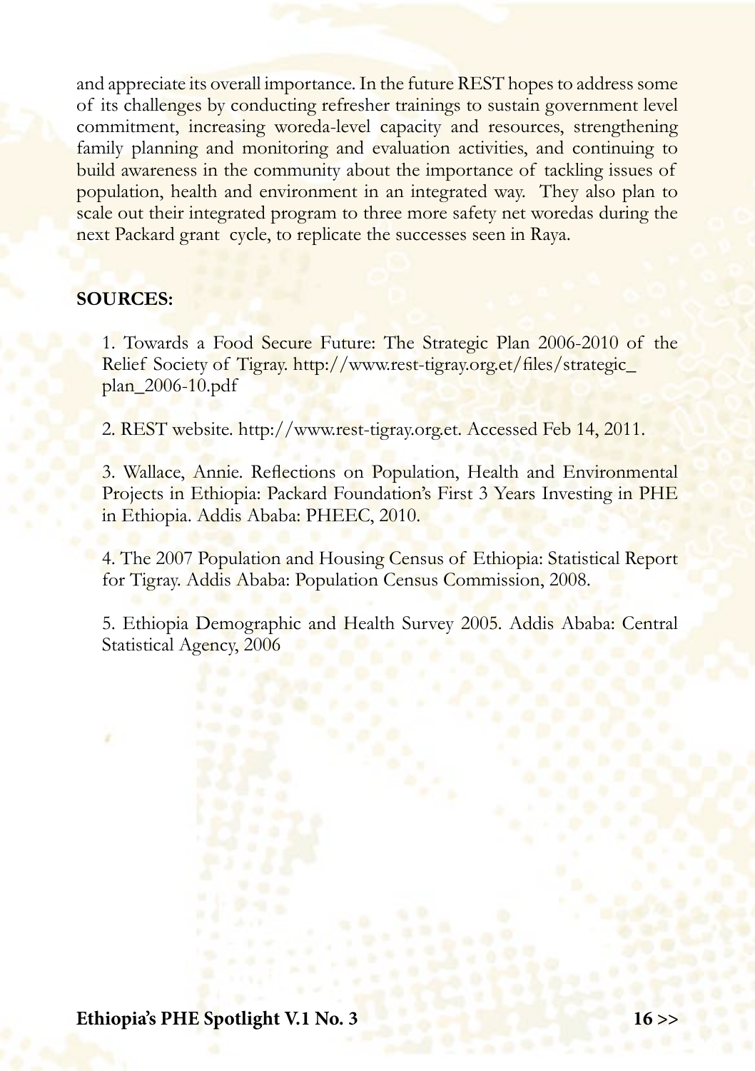and appreciate its overall importance. In the future REST hopes to address some of its challenges by conducting refresher trainings to sustain government level commitment, increasing woreda-level capacity and resources, strengthening family planning and monitoring and evaluation activities, and continuing to build awareness in the community about the importance of tackling issues of population, health and environment in an integrated way. They also plan to scale out their integrated program to three more safety net woredas during the next Packard grant cycle, to replicate the successes seen in Raya.

**SOURCES:**

1. Towards a Food Secure Future: The Strategic Plan 2006-2010 of the Relief Society of Tigray. http://www.rest-tigray.org.et/files/strategic_plan_2006-10.pdf

2. REST website. http://www.rest-tigray.org.et. Accessed Feb 14, 2011.

3. Wallace, Annie. Reflections on Population, Health and Environmental Projects in Ethiopia: Packard Foundation's First 3 Years Investing in PHE in Ethiopia. Addis Ababa: PHEEC, 2010.

4. The 2007 Population and Housing Census of Ethiopia: Statistical Report for Tigray. Addis Ababa: Population Census Commission, 2008.

5. Ethiopia Demographic and Health Survey 2005. Addis Ababa: Central Statistical Agency, 2006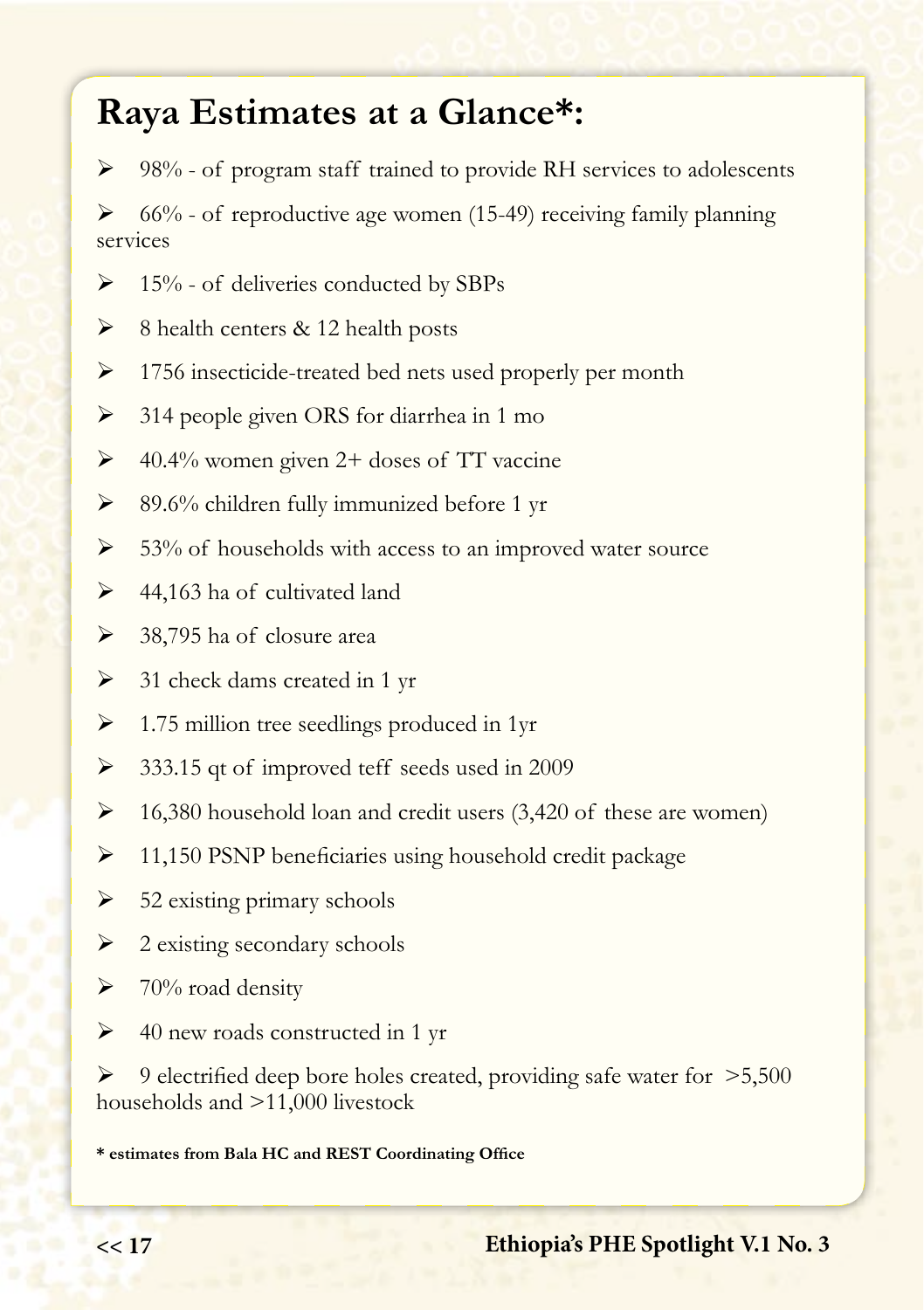## Raya Estimates at a Glance*:

- 98% - of program staff trained to provide RH services to adolescents
- 66% - of reproductive age women (15-49) receiving family planning services
- 15% - of deliveries conducted by SBPs
- 8 health centers & 12 health posts
- 1756 insecticide-treated bed nets used properly per month
- 314 people given ORS for diarrhea in 1 mo
- 40.4% women given 2+ doses of TT vaccine
- 89.6% children fully immunized before 1 yr
- 53% of households with access to an improved water source
- 44,163 ha of cultivated land
- 38,795 ha of closure area
- 31 check dams created in 1 yr
- 1.75 million tree seedlings produced in 1yr
- 333.15 qt of improved teff seeds used in 2009
- 16,380 household loan and credit users (3,420 of these are women)
- 11,150 PSNP beneficiaries using household credit package
- 52 existing primary schools
- 2 existing secondary schools
- 70% road density
- 40 new roads constructed in 1 yr
- 9 electrified deep bore holes created, providing safe water for >5,500 households and >11,000 livestock

**\* estimates from Bala HC and REST Coordinating Office**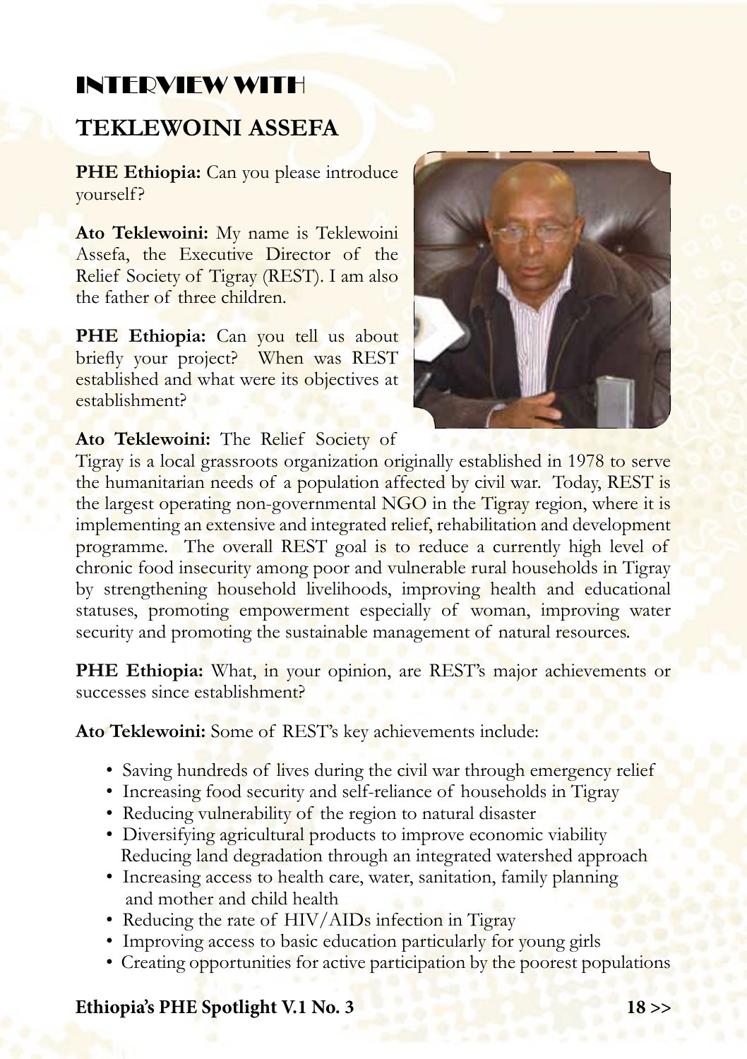# INTERVIEW WITH

## TEKLEWOINI ASSEFA

**PHE Ethiopia:** Can you please introduce yourself?

**Ato Teklewoini:** My name is Teklewoini Assefa, the Executive Director of the Relief Society of Tigray (REST). I am also the father of three children.

**PHE Ethiopia:** Can you tell us about briefly your project? When was REST established and what were its objectives at establishment?

**Ato Teklewoini:** The Relief Society of Tigray is a local grassroots organization originally established in 1978 to serve the humanitarian needs of a population affected by civil war. Today, REST is the largest operating non-governmental NGO in the Tigray region, where it is implementing an extensive and integrated relief, rehabilitation and development programme. The overall REST goal is to reduce a currently high level of chronic food insecurity among poor and vulnerable rural households in Tigray by strengthening household livelihoods, improving health and educational statuses, promoting empowerment especially of woman, improving water security and promoting the sustainable management of natural resources.

**PHE Ethiopia:** What, in your opinion, are REST's major achievements or successes since establishment?

**Ato Teklewoini:** Some of REST's key achievements include:

- Saving hundreds of lives during the civil war through emergency relief
- Increasing food security and self-reliance of households in Tigray
- Reducing vulnerability of the region to natural disaster
- Diversifying agricultural products to improve economic viability Reducing land degradation through an integrated watershed approach
- Increasing access to health care, water, sanitation, family planning and mother and child health
- Reducing the rate of HIV/AIDs infection in Tigray
- Improving access to basic education particularly for young girls
- Creating opportunities for active participation by the poorest populations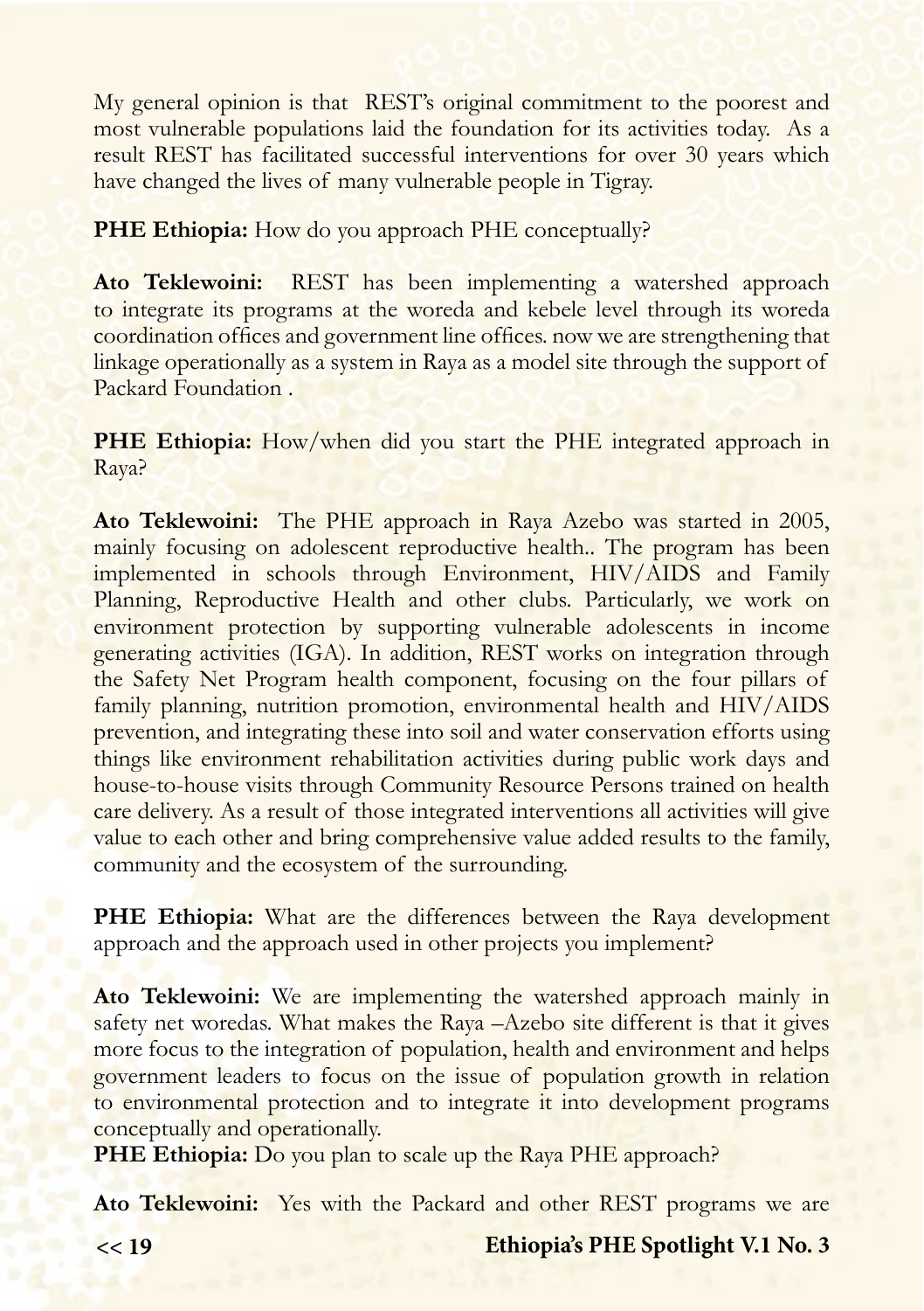My general opinion is that REST's original commitment to the poorest and most vulnerable populations laid the foundation for its activities today. As a result REST has facilitated successful interventions for over 30 years which have changed the lives of many vulnerable people in Tigray.

**PHE Ethiopia:** How do you approach PHE conceptually?

**Ato Teklewoini:** REST has been implementing a watershed approach to integrate its programs at the woreda and kebele level through its woreda coordination offices and government line offices. now we are strengthening that linkage operationally as a system in Raya as a model site through the support of Packard Foundation .

**PHE Ethiopia:** How/when did you start the PHE integrated approach in Raya?

**Ato Teklewoini:** The PHE approach in Raya Azebo was started in 2005, mainly focusing on adolescent reproductive health.. The program has been implemented in schools through Environment, HIV/AIDS and Family Planning, Reproductive Health and other clubs. Particularly, we work on environment protection by supporting vulnerable adolescents in income generating activities (IGA). In addition, REST works on integration through the Safety Net Program health component, focusing on the four pillars of family planning, nutrition promotion, environmental health and HIV/AIDS prevention, and integrating these into soil and water conservation efforts using things like environment rehabilitation activities during public work days and house-to-house visits through Community Resource Persons trained on health care delivery. As a result of those integrated interventions all activities will give value to each other and bring comprehensive value added results to the family, community and the ecosystem of the surrounding.

**PHE Ethiopia:** What are the differences between the Raya development approach and the approach used in other projects you implement?

**Ato Teklewoini:** We are implementing the watershed approach mainly in safety net woredas. What makes the Raya –Azebo site different is that it gives more focus to the integration of population, health and environment and helps government leaders to focus on the issue of population growth in relation to environmental protection and to integrate it into development programs conceptually and operationally.

**PHE Ethiopia:** Do you plan to scale up the Raya PHE approach?

**Ato Teklewoini:** Yes with the Packard and other REST programs we are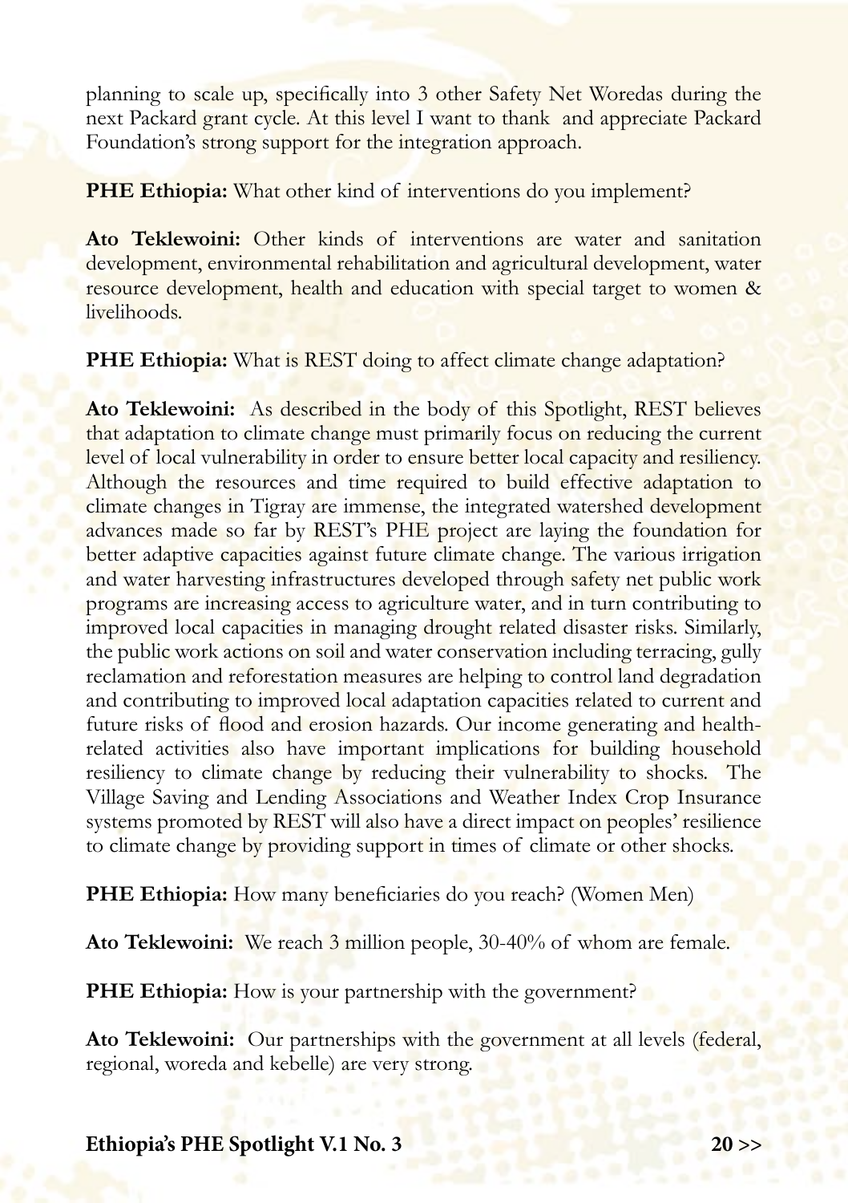planning to scale up, specifically into 3 other Safety Net Woredas during the next Packard grant cycle. At this level I want to thank and appreciate Packard Foundation's strong support for the integration approach.

**PHE Ethiopia:** What other kind of interventions do you implement?

**Ato Teklewoini:** Other kinds of interventions are water and sanitation development, environmental rehabilitation and agricultural development, water resource development, health and education with special target to women & livelihoods.

**PHE Ethiopia:** What is REST doing to affect climate change adaptation?

**Ato Teklewoini:** As described in the body of this Spotlight, REST believes that adaptation to climate change must primarily focus on reducing the current level of local vulnerability in order to ensure better local capacity and resiliency. Although the resources and time required to build effective adaptation to climate changes in Tigray are immense, the integrated watershed development advances made so far by REST's PHE project are laying the foundation for better adaptive capacities against future climate change. The various irrigation and water harvesting infrastructures developed through safety net public work programs are increasing access to agriculture water, and in turn contributing to improved local capacities in managing drought related disaster risks. Similarly, the public work actions on soil and water conservation including terracing, gully reclamation and reforestation measures are helping to control land degradation and contributing to improved local adaptation capacities related to current and future risks of flood and erosion hazards. Our income generating and health-related activities also have important implications for building household resiliency to climate change by reducing their vulnerability to shocks. The Village Saving and Lending Associations and Weather Index Crop Insurance systems promoted by REST will also have a direct impact on peoples' resilience to climate change by providing support in times of climate or other shocks.

**PHE Ethiopia:** How many beneficiaries do you reach? (Women Men)

**Ato Teklewoini:** We reach 3 million people, 30-40% of whom are female.

**PHE Ethiopia:** How is your partnership with the government?

**Ato Teklewoini:** Our partnerships with the government at all levels (federal, regional, woreda and kebelle) are very strong.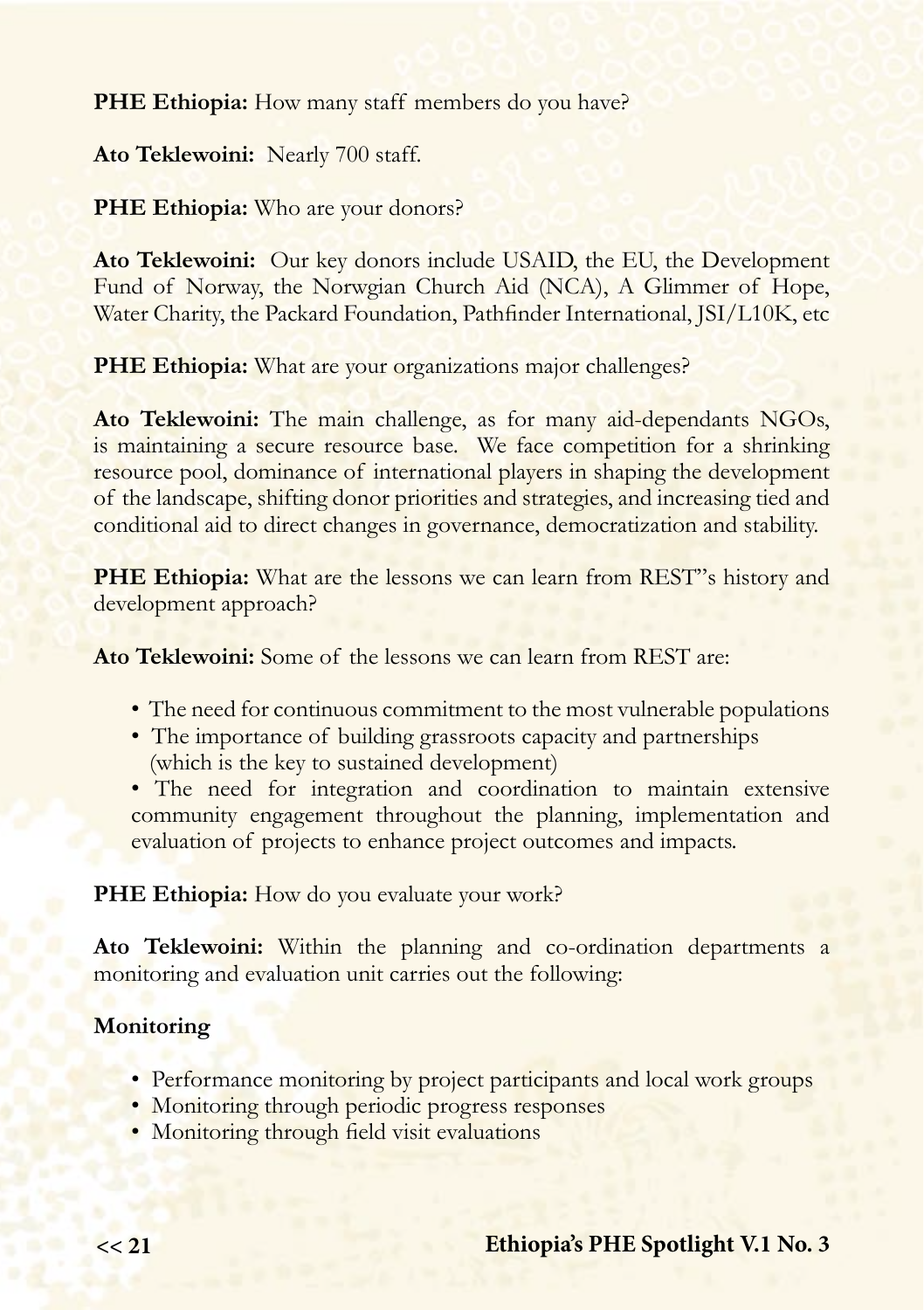**PHE Ethiopia:** How many staff members do you have?

**Ato Teklewoini:** Nearly 700 staff.

**PHE Ethiopia:** Who are your donors?

**Ato Teklewoini:** Our key donors include USAID, the EU, the Development Fund of Norway, the Norwgian Church Aid (NCA), A Glimmer of Hope, Water Charity, the Packard Foundation, Pathfinder International, JSI/L10K, etc

**PHE Ethiopia:** What are your organizations major challenges?

**Ato Teklewoini:** The main challenge, as for many aid-dependants NGOs, is maintaining a secure resource base. We face competition for a shrinking resource pool, dominance of international players in shaping the development of the landscape, shifting donor priorities and strategies, and increasing tied and conditional aid to direct changes in governance, democratization and stability.

**PHE Ethiopia:** What are the lessons we can learn from REST"s history and development approach?

**Ato Teklewoini:** Some of the lessons we can learn from REST are:

- The need for continuous commitment to the most vulnerable populations
- The importance of building grassroots capacity and partnerships (which is the key to sustained development)
- The need for integration and coordination to maintain extensive community engagement throughout the planning, implementation and evaluation of projects to enhance project outcomes and impacts.

**PHE Ethiopia:** How do you evaluate your work?

**Ato Teklewoini:** Within the planning and co-ordination departments a monitoring and evaluation unit carries out the following:

**Monitoring**

- Performance monitoring by project participants and local work groups
- Monitoring through periodic progress responses
- Monitoring through field visit evaluations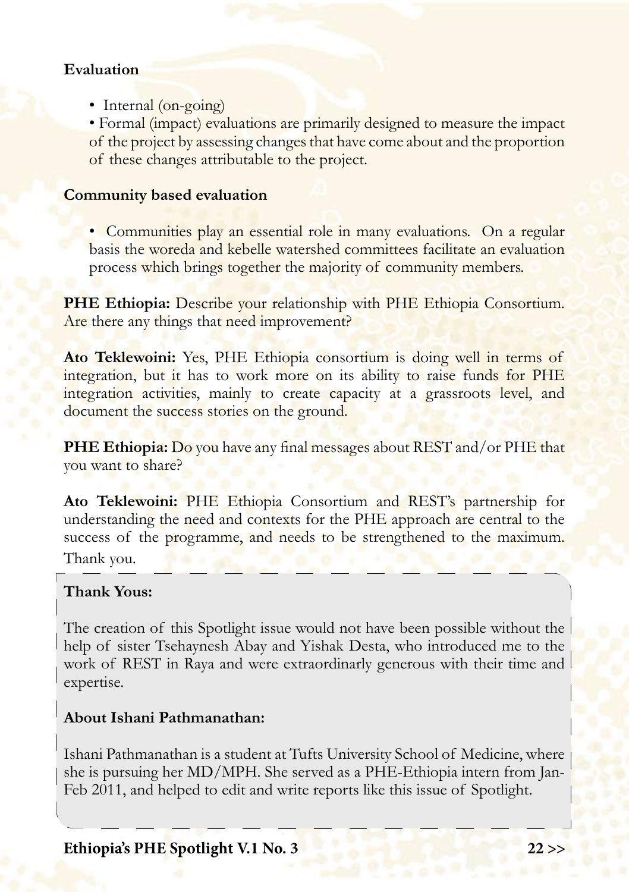**Evaluation**

- Internal (on-going)
- Formal (impact) evaluations are primarily designed to measure the impact of the project by assessing changes that have come about and the proportion of these changes attributable to the project.

**Community based evaluation**

- Communities play an essential role in many evaluations. On a regular basis the woreda and kebelle watershed committees facilitate an evaluation process which brings together the majority of community members.

**PHE Ethiopia:** Describe your relationship with PHE Ethiopia Consortium. Are there any things that need improvement?

**Ato Teklewoini:** Yes, PHE Ethiopia consortium is doing well in terms of integration, but it has to work more on its ability to raise funds for PHE integration activities, mainly to create capacity at a grassroots level, and document the success stories on the ground.

**PHE Ethiopia:** Do you have any final messages about REST and/or PHE that you want to share?

**Ato Teklewoini:** PHE Ethiopia Consortium and REST's partnership for understanding the need and contexts for the PHE approach are central to the success of the programme, and needs to be strengthened to the maximum. Thank you.

**Thank Yous:**

The creation of this Spotlight issue would not have been possible without the help of sister Tsehaynesh Abay and Yishak Desta, who introduced me to the work of REST in Raya and were extraordinarily generous with their time and expertise.

**About Ishani Pathmanathan:**

Ishani Pathmanathan is a student at Tufts University School of Medicine, where she is pursuing her MD/MPH. She served as a PHE-Ethiopia intern from Jan-Feb 2011, and helped to edit and write reports like this issue of Spotlight.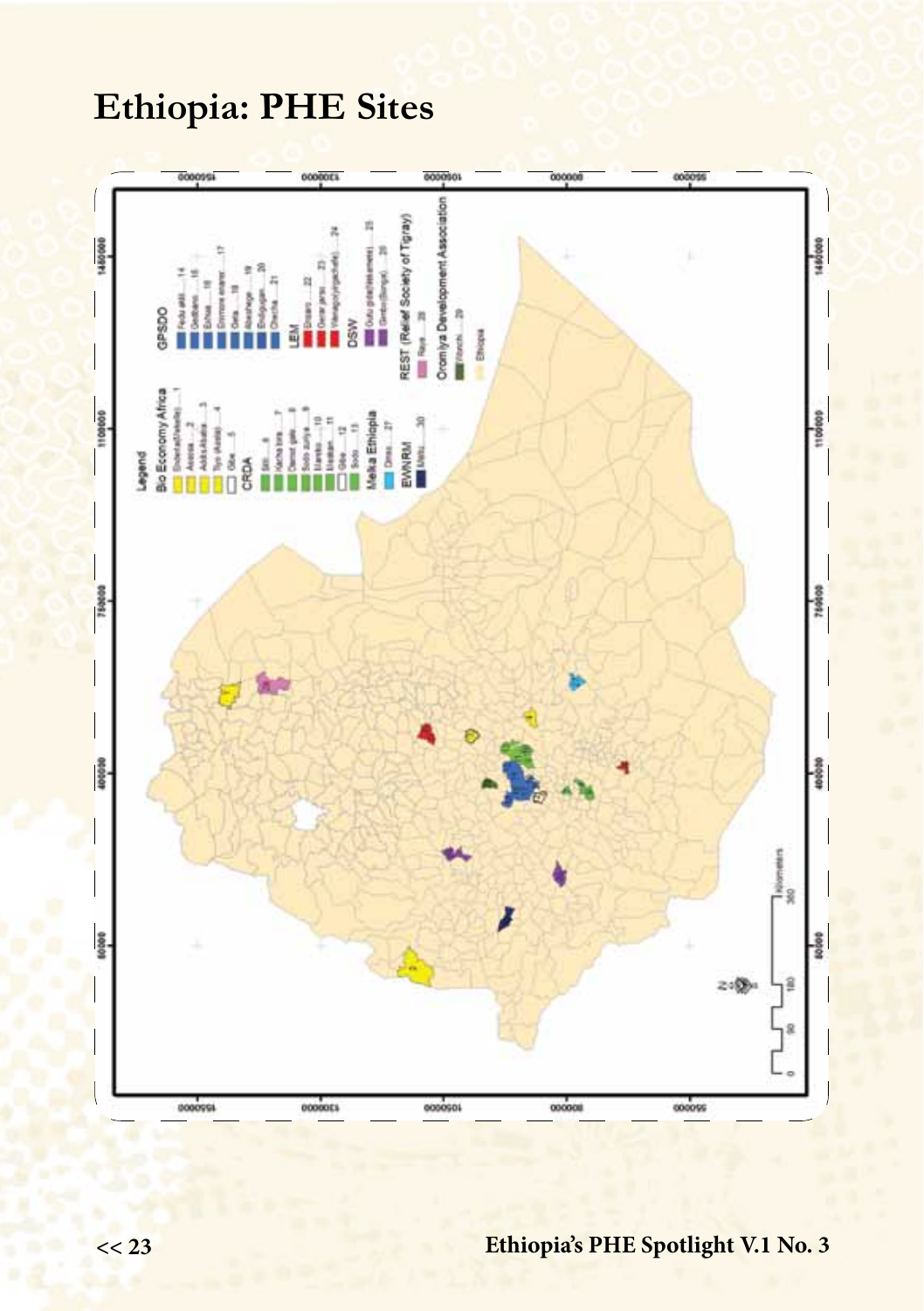# Ethiopia: PHE Sites

Legend

Bio Economy Africa
- Shoeta/Shebete ... 1
- Assosa ... 2
- Addis Ababa ... 3
- Tiyo (Asela) ... 4
- Gibe ... 5

CRDA
- Siti ... 6
- Kacha bira ... 7
- Damot gale ... 8
- Sodo zuriya ... 9
- Wanako ... 10
- Hadaro ... 11
- Gibe ... 12
- Soda ... 13

Melka Ethiopia
- Dima ... 27

EWNRM
- Metu ... 30

GPSDO
- Fedu akki ... 14
- Gedbano ... 15
- Enhua ... 16
- Enmore enaner ... 17
- Geta ... 18
- Abeshege ... 19
- Endegagn ... 20
- Cheha ... 21

LEM
- Enbaro ... 22
- Gedar janu ... 23
- Wenago (yirgacheffe) ... 24

DSW
- Gudu gida (nekemete) ... 25
- Gimbo (Bonga) ... 26

REST (Relief Society of Tigray)
- Raya ... 28

Oromiya Development Association
- Wanchi ... 29

Ethiopia

Kilometers: 0, 50, 100, 300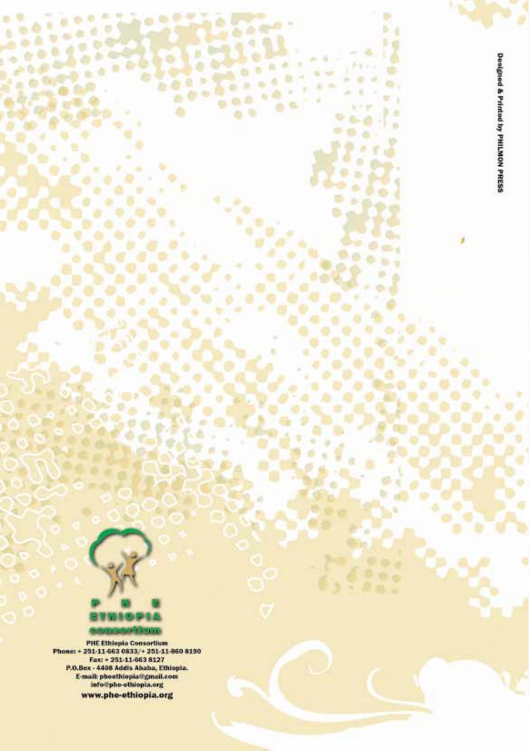Designed & Printed by PHILMON PRESS

P H E
ETHIOPIA
consortium

PHE Ethiopia Consortium
Phone: + 251-11-663 0833/+ 251-11-860 8190
Fax: + 251-11-663 8127
P.O.Box - 4408 Addis Ababa, Ethiopia.
E-mail: pheethiopia@gmail.com
info@phe-ethiopia.org

www.phe-ethiopia.org